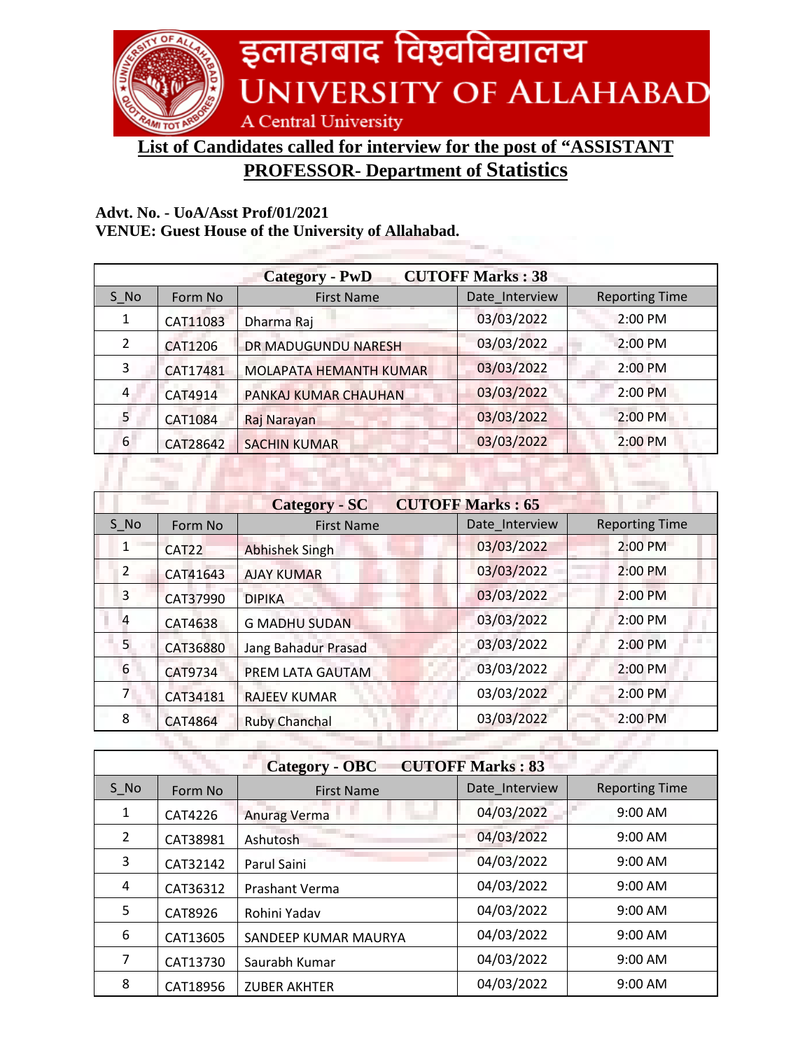# इलाहाबाद विश्वविद्यालय
# UNIVERSITY OF ALLAHABAD
A Central University

## List of Candidates called for interview for the post of "ASSISTANT PROFESSOR- Department of Statistics

**Advt. No. - UoA/Asst Prof/01/2021**
**VENUE: Guest House of the University of Allahabad.**

| Category - PwD CUTOFF Marks : 38 | | | | |
|---|---|---|---|---|
| S_No | Form No | First Name | Date_Interview | Reporting Time |
| 1 | CAT11083 | Dharma Raj | 03/03/2022 | 2:00 PM |
| 2 | CAT1206 | DR MADUGUNDU NARESH | 03/03/2022 | 2:00 PM |
| 3 | CAT17481 | MOLAPATA HEMANTH KUMAR | 03/03/2022 | 2:00 PM |
| 4 | CAT4914 | PANKAJ KUMAR CHAUHAN | 03/03/2022 | 2:00 PM |
| 5 | CAT1084 | Raj Narayan | 03/03/2022 | 2:00 PM |
| 6 | CAT28642 | SACHIN KUMAR | 03/03/2022 | 2:00 PM |

| Category - SC CUTOFF Marks : 65 | | | | |
|---|---|---|---|---|
| S_No | Form No | First Name | Date_Interview | Reporting Time |
| 1 | CAT22 | Abhishek Singh | 03/03/2022 | 2:00 PM |
| 2 | CAT41643 | AJAY KUMAR | 03/03/2022 | 2:00 PM |
| 3 | CAT37990 | DIPIKA | 03/03/2022 | 2:00 PM |
| 4 | CAT4638 | G MADHU SUDAN | 03/03/2022 | 2:00 PM |
| 5 | CAT36880 | Jang Bahadur Prasad | 03/03/2022 | 2:00 PM |
| 6 | CAT9734 | PREM LATA GAUTAM | 03/03/2022 | 2:00 PM |
| 7 | CAT34181 | RAJEEV KUMAR | 03/03/2022 | 2:00 PM |
| 8 | CAT4864 | Ruby Chanchal | 03/03/2022 | 2:00 PM |

| Category - OBC CUTOFF Marks : 83 | | | | |
|---|---|---|---|---|
| S_No | Form No | First Name | Date_Interview | Reporting Time |
| 1 | CAT4226 | Anurag Verma | 04/03/2022 | 9:00 AM |
| 2 | CAT38981 | Ashutosh | 04/03/2022 | 9:00 AM |
| 3 | CAT32142 | Parul Saini | 04/03/2022 | 9:00 AM |
| 4 | CAT36312 | Prashant Verma | 04/03/2022 | 9:00 AM |
| 5 | CAT8926 | Rohini Yadav | 04/03/2022 | 9:00 AM |
| 6 | CAT13605 | SANDEEP KUMAR MAURYA | 04/03/2022 | 9:00 AM |
| 7 | CAT13730 | Saurabh Kumar | 04/03/2022 | 9:00 AM |
| 8 | CAT18956 | ZUBER AKHTER | 04/03/2022 | 9:00 AM |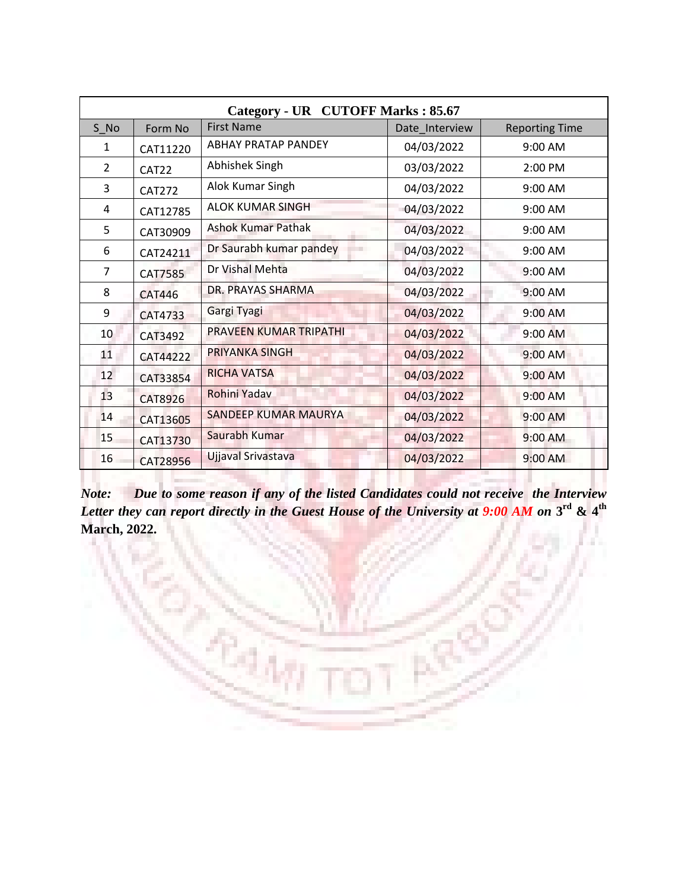| Category - UR CUTOFF Marks : 85.67 | | | | |
|---|---|---|---|---|
| S_No | Form No | First Name | Date_Interview | Reporting Time |
| 1 | CAT11220 | ABHAY PRATAP PANDEY | 04/03/2022 | 9:00 AM |
| 2 | CAT22 | Abhishek Singh | 03/03/2022 | 2:00 PM |
| 3 | CAT272 | Alok Kumar Singh | 04/03/2022 | 9:00 AM |
| 4 | CAT12785 | ALOK KUMAR SINGH | 04/03/2022 | 9:00 AM |
| 5 | CAT30909 | Ashok Kumar Pathak | 04/03/2022 | 9:00 AM |
| 6 | CAT24211 | Dr Saurabh kumar pandey | 04/03/2022 | 9:00 AM |
| 7 | CAT7585 | Dr Vishal Mehta | 04/03/2022 | 9:00 AM |
| 8 | CAT446 | DR. PRAYAS SHARMA | 04/03/2022 | 9:00 AM |
| 9 | CAT4733 | Gargi Tyagi | 04/03/2022 | 9:00 AM |
| 10 | CAT3492 | PRAVEEN KUMAR TRIPATHI | 04/03/2022 | 9:00 AM |
| 11 | CAT44222 | PRIYANKA SINGH | 04/03/2022 | 9:00 AM |
| 12 | CAT33854 | RICHA VATSA | 04/03/2022 | 9:00 AM |
| 13 | CAT8926 | Rohini Yadav | 04/03/2022 | 9:00 AM |
| 14 | CAT13605 | SANDEEP KUMAR MAURYA | 04/03/2022 | 9:00 AM |
| 15 | CAT13730 | Saurabh Kumar | 04/03/2022 | 9:00 AM |
| 16 | CAT28956 | Ujjaval Srivastava | 04/03/2022 | 9:00 AM |

***Note:*** ***Due to some reason if any of the listed Candidates could not receive the Interview Letter they can report directly in the Guest House of the University at 9:00 AM on 3rd & 4th March, 2022.***